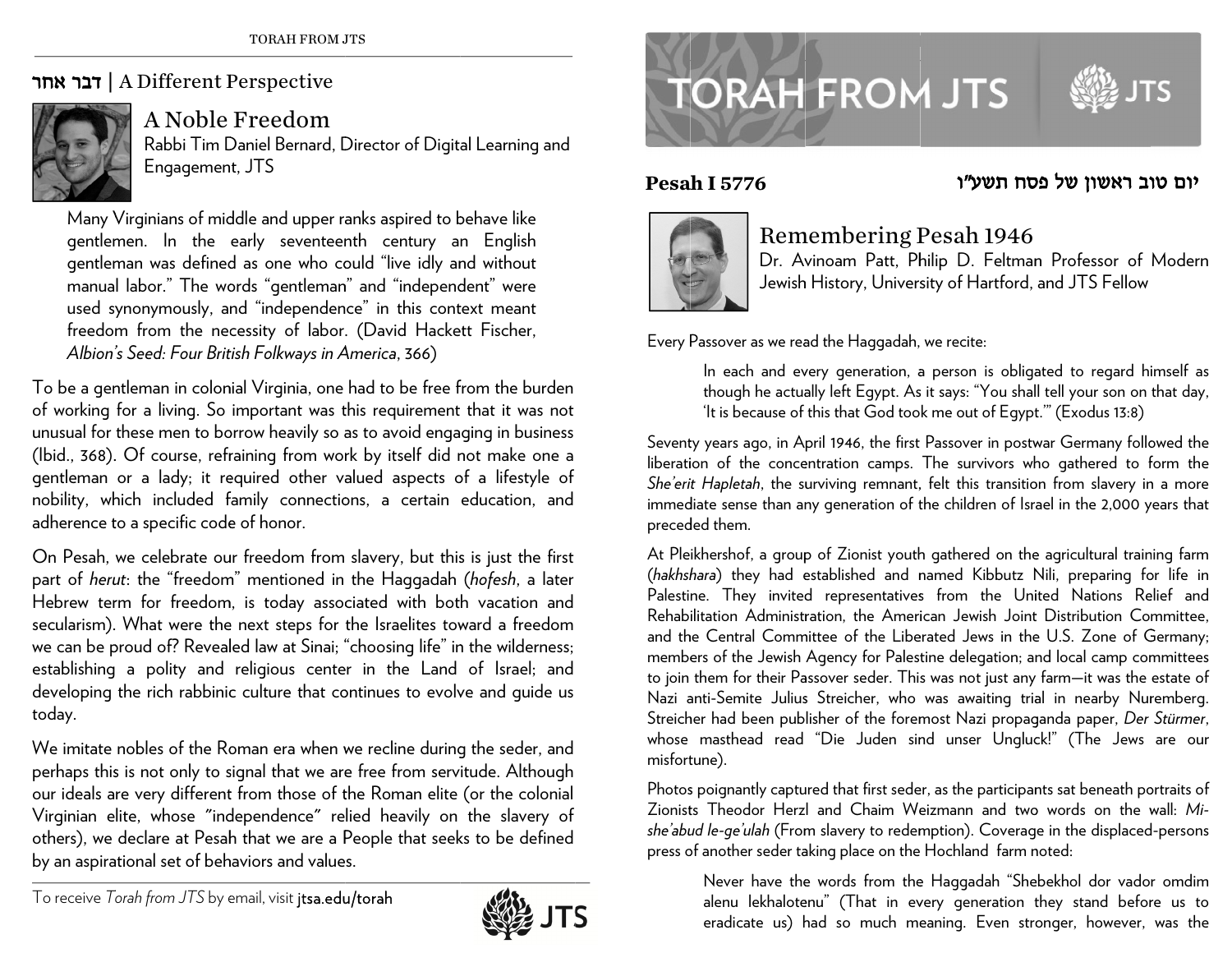## דבר אחר | A Different Perspective

### A Noble Freedom

Rabbi Tim Daniel Bernard, Director of Digital Learning and Engagement, JTS

> Many Virginians of middle and upper ranks aspired to behave like gentlemen. In the early seventeenth century an English gentleman was defined as one who could "live idly and without manual labor." The words "gentleman" and "independent" were used synonymously, and "independence" in this context meant freedom from the necessity of labor. (David Hackett Fischer, *Albion's Seed: Four British Folkways in America*, 366)

To be a gentleman in colonial Virginia, one had to be free from the burden of working for a living. So important was this requirement that it was not unusual for these men to borrow heavily so as to avoid engaging in business (Ibid., 368). Of course, refraining from work by itself did not make one a gentleman or a lady; it required other valued aspects of a lifestyle of nobility, which included family connections, a certain education, and adherence to a specific code of honor.

On Pesah, we celebrate our freedom from slavery, but this is just the first part of *herut*: the "freedom" mentioned in the Haggadah (*hofesh*, a later Hebrew term for freedom, is today associated with both vacation and secularism). What were the next steps for the Israelites toward a freedom we can be proud of? Revealed law at Sinai; "choosing life" in the wilderness; establishing a polity and religious center in the Land of Israel; and developing the rich rabbinic culture that continues to evolve and guide us today.

We imitate nobles of the Roman era when we recline during the seder, and perhaps this is not only to signal that we are free from servitude. Although our ideals are very different from those of the Roman elite (or the colonial Virginian elite, whose "independence" relied heavily on the slavery of others), we declare at Pesah that we are a People that seeks to be defined by an aspirational set of behaviors and values.

To receive *Torah from JTS* by email, visit jtsa.edu/torah

# TORAH FROM JTS

**Pesah I 5776** יום טוב ראשון של פסח תשע״ו

## Remembering Pesah 1946

Dr. Avinoam Patt, Philip D. Feltman Professor of Modern Jewish History, University of Hartford, and JTS Fellow

Every Passover as we read the Haggadah, we recite:

> In each and every generation, a person is obligated to regard himself as though he actually left Egypt. As it says: "You shall tell your son on that day, 'It is because of this that God took me out of Egypt.'" (Exodus 13:8)

Seventy years ago, in April 1946, the first Passover in postwar Germany followed the liberation of the concentration camps. The survivors who gathered to form the *She'erit Hapletah*, the surviving remnant, felt this transition from slavery in a more immediate sense than any generation of the children of Israel in the 2,000 years that preceded them.

At Pleikhershof, a group of Zionist youth gathered on the agricultural training farm (*hakhshara*) they had established and named Kibbutz Nili, preparing for life in Palestine. They invited representatives from the United Nations Relief and Rehabilitation Administration, the American Jewish Joint Distribution Committee, and the Central Committee of the Liberated Jews in the U.S. Zone of Germany; members of the Jewish Agency for Palestine delegation; and local camp committees to join them for their Passover seder. This was not just any farm—it was the estate of Nazi anti-Semite Julius Streicher, who was awaiting trial in nearby Nuremberg. Streicher had been publisher of the foremost Nazi propaganda paper, *Der Stürmer*, whose masthead read "Die Juden sind unser Ungluck!" (The Jews are our misfortune).

Photos poignantly captured that first seder, as the participants sat beneath portraits of Zionists Theodor Herzl and Chaim Weizmann and two words on the wall: *Mi-she'abud le-ge'ulah* (From slavery to redemption). Coverage in the displaced-persons press of another seder taking place on the Hochland farm noted:

> Never have the words from the Haggadah "Shebekhol dor vador omdim alenu lekhalotenu" (That in every generation they stand before us to eradicate us) had so much meaning. Even stronger, however, was the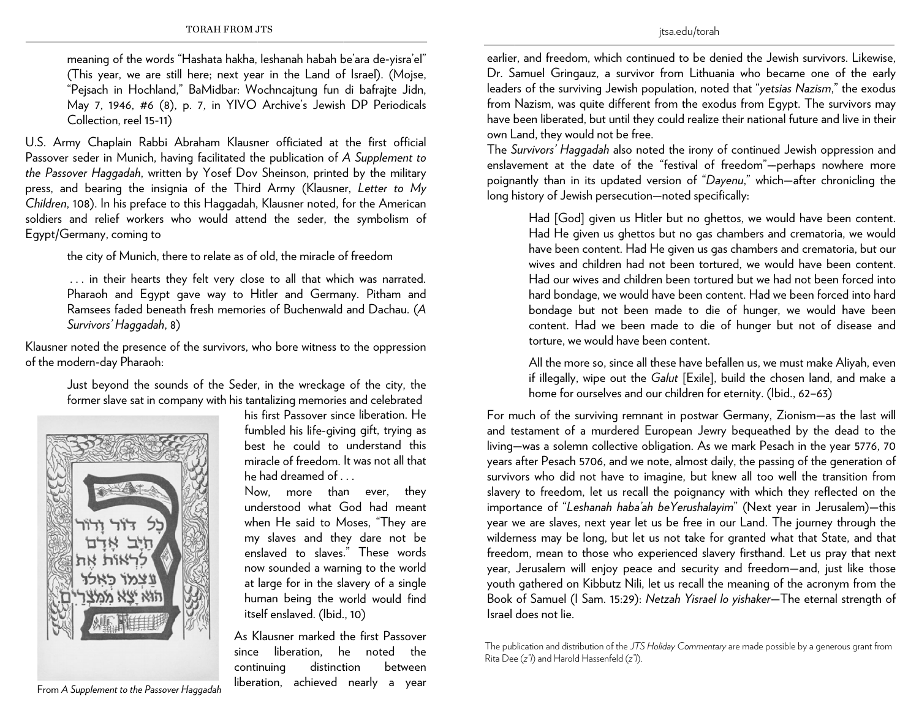meaning of the words "Hashata hakha, leshanah habah be'ara de-yisra'el" (This year, we are still here; next year in the Land of Israel). (Mojse, "Pejsach in Hochland," BaMidbar: Wochncajtung fun di bafrajte Jidn, May 7, 1946, #6 (8), p. 7, in YIVO Archive's Jewish DP Periodicals Collection, reel 15-11)

U.S. Army Chaplain Rabbi Abraham Klausner officiated at the first official Passover seder in Munich, having facilitated the publication of *A Supplement to the Passover Haggadah*, written by Yosef Dov Sheinson, printed by the military press, and bearing the insignia of the Third Army (Klausner, *Letter to My Children*, 108). In his preface to this Haggadah, Klausner noted, for the American soldiers and relief workers who would attend the seder, the symbolism of Egypt/Germany, coming to

> the city of Munich, there to relate as of old, the miracle of freedom
>
> . . . in their hearts they felt very close to all that which was narrated. Pharaoh and Egypt gave way to Hitler and Germany. Pitham and Ramsees faded beneath fresh memories of Buchenwald and Dachau. (*A Survivors' Haggadah*, 8)

Klausner noted the presence of the survivors, who bore witness to the oppression of the modern-day Pharaoh:

> Just beyond the sounds of the Seder, in the wreckage of the city, the former slave sat in company with his tantalizing memories and celebrated his first Passover since liberation. He fumbled his life-giving gift, trying as best he could to understand this miracle of freedom. It was not all that he had dreamed of . . .
>
> Now, more than ever, they understood what God had meant when He said to Moses, "They are my slaves and they dare not be enslaved to slaves." These words now sounded a warning to the world at large for in the slavery of a single human being the world would find itself enslaved. (Ibid., 10)

From *A Supplement to the Passover Haggadah*

As Klausner marked the first Passover since liberation, he noted the continuing distinction between liberation, achieved nearly a year earlier, and freedom, which continued to be denied the Jewish survivors. Likewise, Dr. Samuel Gringauz, a survivor from Lithuania who became one of the early leaders of the surviving Jewish population, noted that "*yetsias Nazism*," the exodus from Nazism, was quite different from the exodus from Egypt. The survivors may have been liberated, but until they could realize their national future and live in their own Land, they would not be free.

The *Survivors' Haggadah* also noted the irony of continued Jewish oppression and enslavement at the date of the "festival of freedom"—perhaps nowhere more poignantly than in its updated version of "*Dayenu*," which—after chronicling the long history of Jewish persecution—noted specifically:

> Had [God] given us Hitler but no ghettos, we would have been content. Had He given us ghettos but no gas chambers and crematoria, we would have been content. Had He given us gas chambers and crematoria, but our wives and children had not been tortured, we would have been content. Had our wives and children been tortured but we had not been forced into hard bondage, we would have been content. Had we been forced into hard bondage but not been made to die of hunger, we would have been content. Had we been made to die of hunger but not of disease and torture, we would have been content.
>
> All the more so, since all these have befallen us, we must make Aliyah, even if illegally, wipe out the *Galut* [Exile], build the chosen land, and make a home for ourselves and our children for eternity. (Ibid., 62–63)

For much of the surviving remnant in postwar Germany, Zionism—as the last will and testament of a murdered European Jewry bequeathed by the dead to the living—was a solemn collective obligation. As we mark Pesach in the year 5776, 70 years after Pesach 5706, and we note, almost daily, the passing of the generation of survivors who did not have to imagine, but knew all too well the transition from slavery to freedom, let us recall the poignancy with which they reflected on the importance of "*Leshanah haba'ah beYerushalayim*" (Next year in Jerusalem)—this year we are slaves, next year let us be free in our Land. The journey through the wilderness may be long, but let us not take for granted what that State, and that freedom, mean to those who experienced slavery firsthand. Let us pray that next year, Jerusalem will enjoy peace and security and freedom—and, just like those youth gathered on Kibbutz Nili, let us recall the meaning of the acronym from the Book of Samuel (I Sam. 15:29): *Netzah Yisrael lo yishaker*—The eternal strength of Israel does not lie.

The publication and distribution of the *JTS Holiday Commentary* are made possible by a generous grant from Rita Dee (*z"l*) and Harold Hassenfeld (*z"l*).